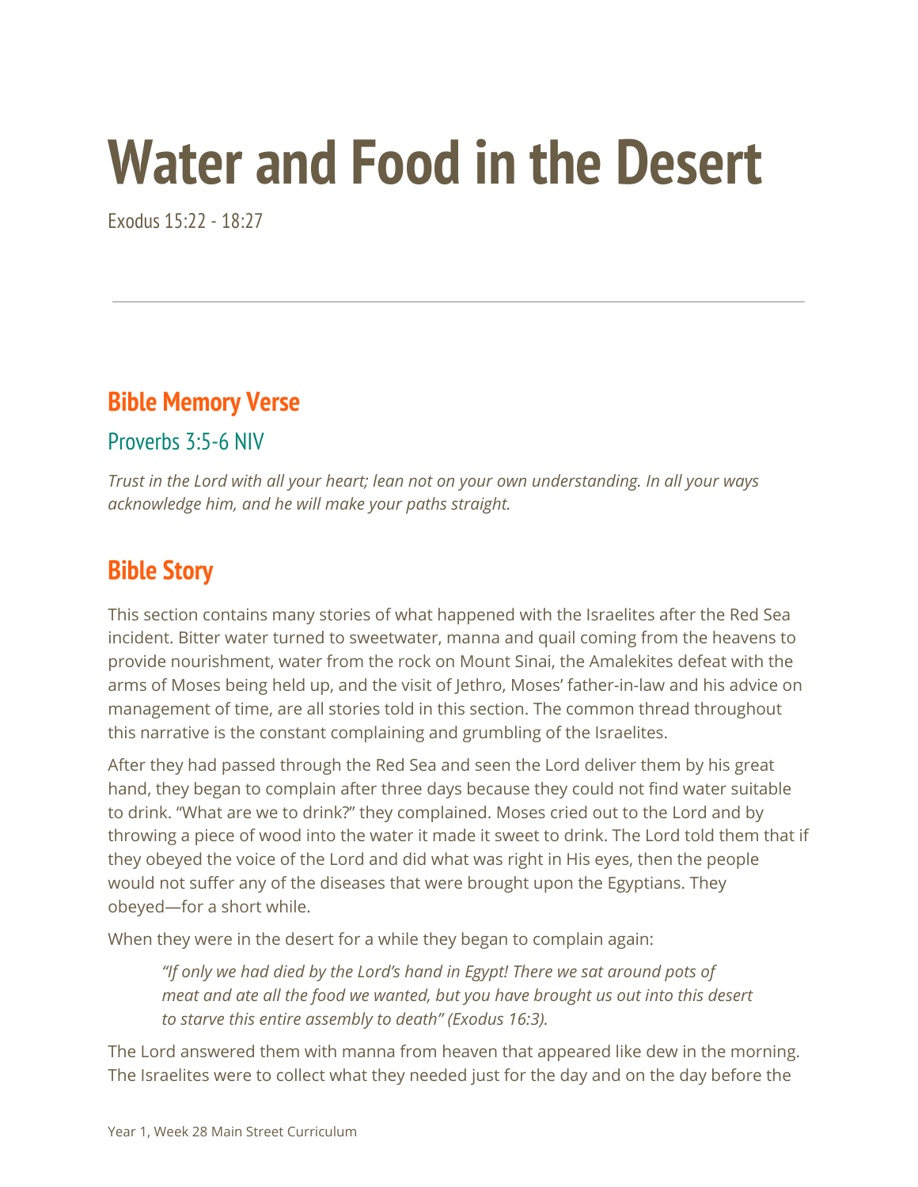# Water and Food in the Desert

Exodus 15:22 - 18:27

---

## Bible Memory Verse

### Proverbs 3:5-6 NIV

*Trust in the Lord with all your heart; lean not on your own understanding. In all your ways acknowledge him, and he will make your paths straight.*

## Bible Story

This section contains many stories of what happened with the Israelites after the Red Sea incident. Bitter water turned to sweetwater, manna and quail coming from the heavens to provide nourishment, water from the rock on Mount Sinai, the Amalekites defeat with the arms of Moses being held up, and the visit of Jethro, Moses' father-in-law and his advice on management of time, are all stories told in this section. The common thread throughout this narrative is the constant complaining and grumbling of the Israelites.

After they had passed through the Red Sea and seen the Lord deliver them by his great hand, they began to complain after three days because they could not find water suitable to drink. "What are we to drink?" they complained. Moses cried out to the Lord and by throwing a piece of wood into the water it made it sweet to drink. The Lord told them that if they obeyed the voice of the Lord and did what was right in His eyes, then the people would not suffer any of the diseases that were brought upon the Egyptians. They obeyed—for a short while.

When they were in the desert for a while they began to complain again:

> *"If only we had died by the Lord's hand in Egypt! There we sat around pots of meat and ate all the food we wanted, but you have brought us out into this desert to starve this entire assembly to death" (Exodus 16:3).*

The Lord answered them with manna from heaven that appeared like dew in the morning. The Israelites were to collect what they needed just for the day and on the day before the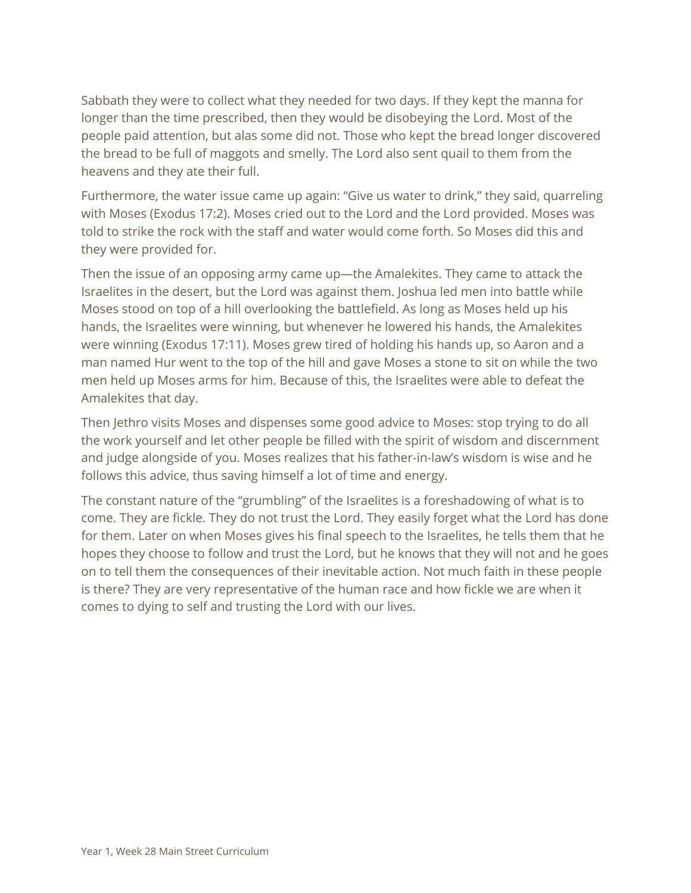Sabbath they were to collect what they needed for two days. If they kept the manna for longer than the time prescribed, then they would be disobeying the Lord. Most of the people paid attention, but alas some did not. Those who kept the bread longer discovered the bread to be full of maggots and smelly. The Lord also sent quail to them from the heavens and they ate their full.

Furthermore, the water issue came up again: "Give us water to drink," they said, quarreling with Moses (Exodus 17:2). Moses cried out to the Lord and the Lord provided. Moses was told to strike the rock with the staff and water would come forth. So Moses did this and they were provided for.

Then the issue of an opposing army came up—the Amalekites. They came to attack the Israelites in the desert, but the Lord was against them. Joshua led men into battle while Moses stood on top of a hill overlooking the battlefield. As long as Moses held up his hands, the Israelites were winning, but whenever he lowered his hands, the Amalekites were winning (Exodus 17:11). Moses grew tired of holding his hands up, so Aaron and a man named Hur went to the top of the hill and gave Moses a stone to sit on while the two men held up Moses arms for him. Because of this, the Israelites were able to defeat the Amalekites that day.

Then Jethro visits Moses and dispenses some good advice to Moses: stop trying to do all the work yourself and let other people be filled with the spirit of wisdom and discernment and judge alongside of you. Moses realizes that his father-in-law's wisdom is wise and he follows this advice, thus saving himself a lot of time and energy.

The constant nature of the "grumbling" of the Israelites is a foreshadowing of what is to come. They are fickle. They do not trust the Lord. They easily forget what the Lord has done for them. Later on when Moses gives his final speech to the Israelites, he tells them that he hopes they choose to follow and trust the Lord, but he knows that they will not and he goes on to tell them the consequences of their inevitable action. Not much faith in these people is there? They are very representative of the human race and how fickle we are when it comes to dying to self and trusting the Lord with our lives.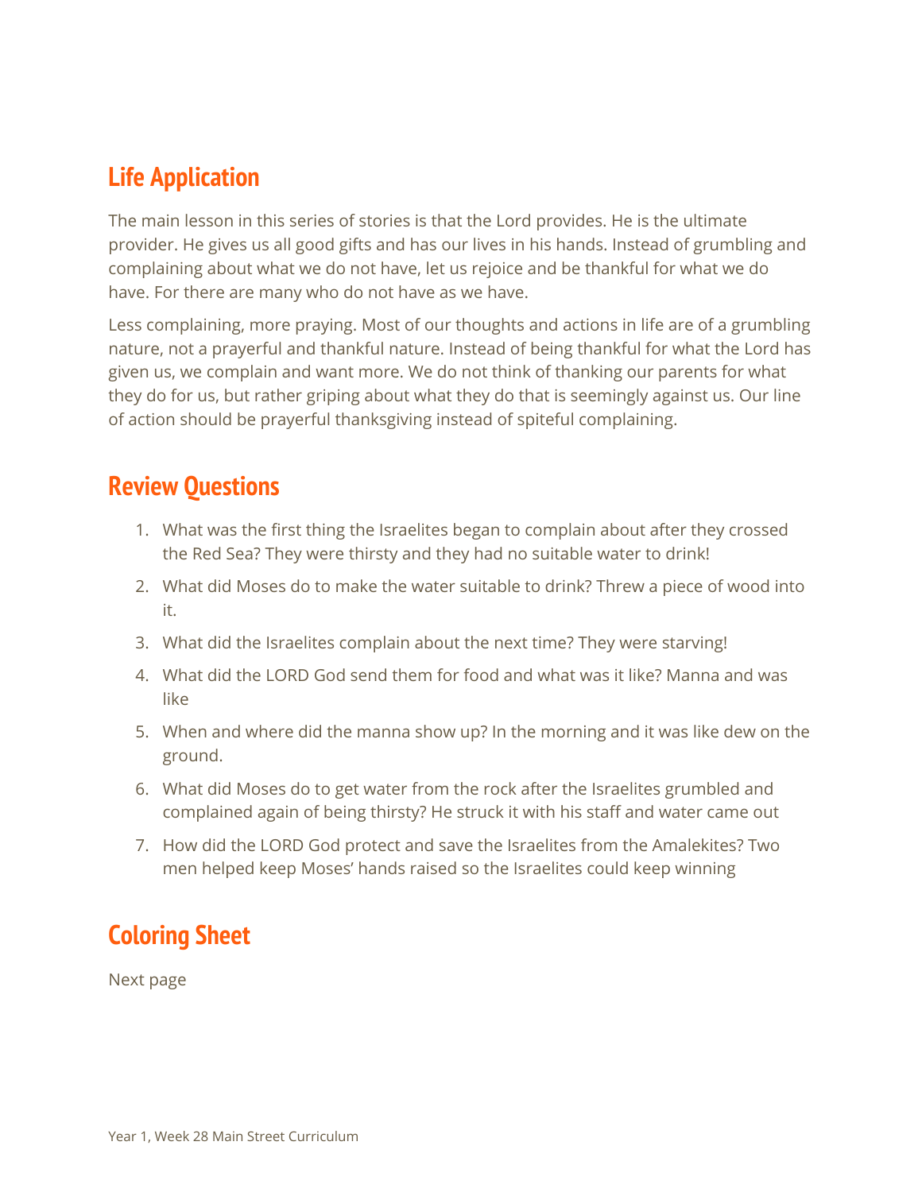## Life Application

The main lesson in this series of stories is that the Lord provides. He is the ultimate provider. He gives us all good gifts and has our lives in his hands. Instead of grumbling and complaining about what we do not have, let us rejoice and be thankful for what we do have. For there are many who do not have as we have.

Less complaining, more praying. Most of our thoughts and actions in life are of a grumbling nature, not a prayerful and thankful nature. Instead of being thankful for what the Lord has given us, we complain and want more. We do not think of thanking our parents for what they do for us, but rather griping about what they do that is seemingly against us. Our line of action should be prayerful thanksgiving instead of spiteful complaining.

## Review Questions

1. What was the first thing the Israelites began to complain about after they crossed the Red Sea? They were thirsty and they had no suitable water to drink!
2. What did Moses do to make the water suitable to drink? Threw a piece of wood into it.
3. What did the Israelites complain about the next time? They were starving!
4. What did the LORD God send them for food and what was it like? Manna and was like
5. When and where did the manna show up? In the morning and it was like dew on the ground.
6. What did Moses do to get water from the rock after the Israelites grumbled and complained again of being thirsty? He struck it with his staff and water came out
7. How did the LORD God protect and save the Israelites from the Amalekites? Two men helped keep Moses' hands raised so the Israelites could keep winning

## Coloring Sheet

Next page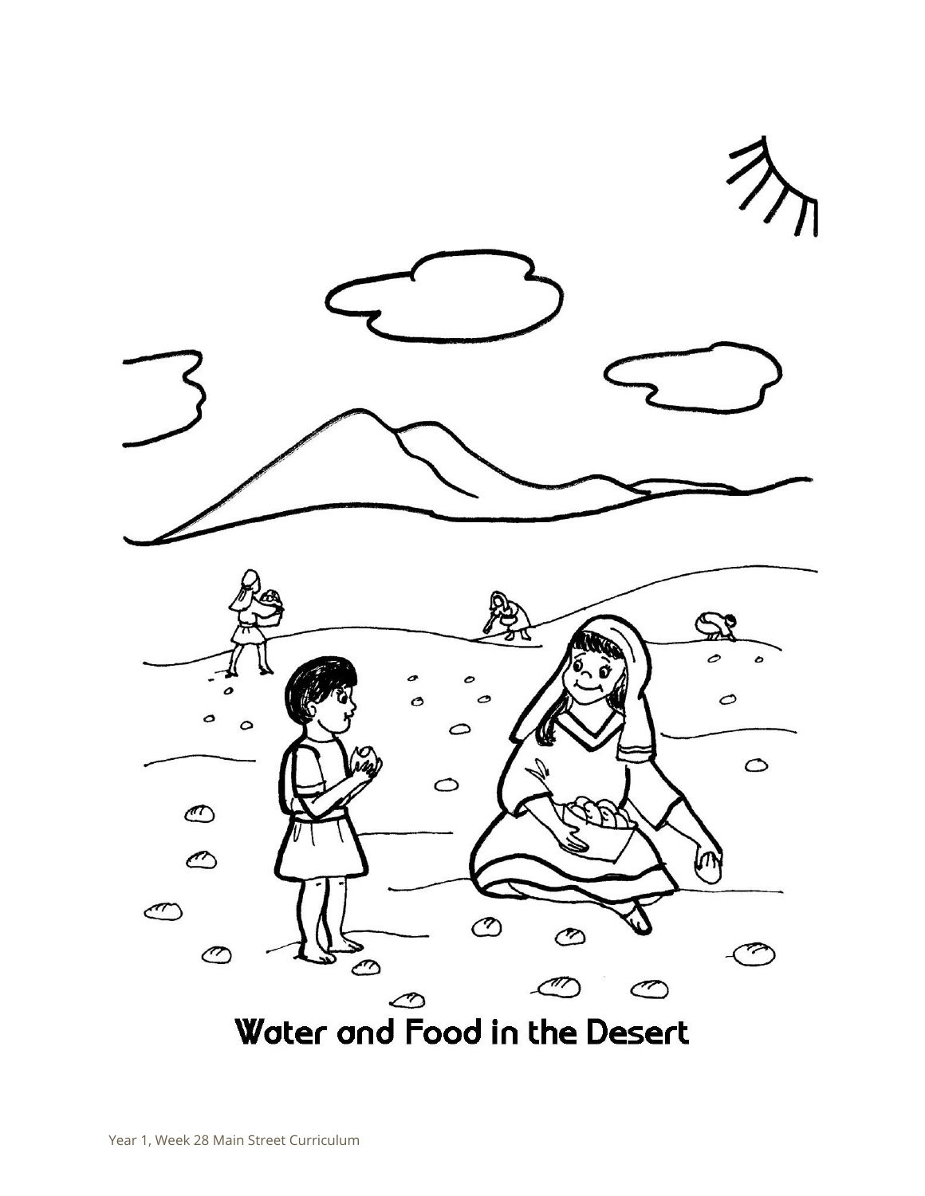Water and Food in the Desert

Year 1, Week 28 Main Street Curriculum